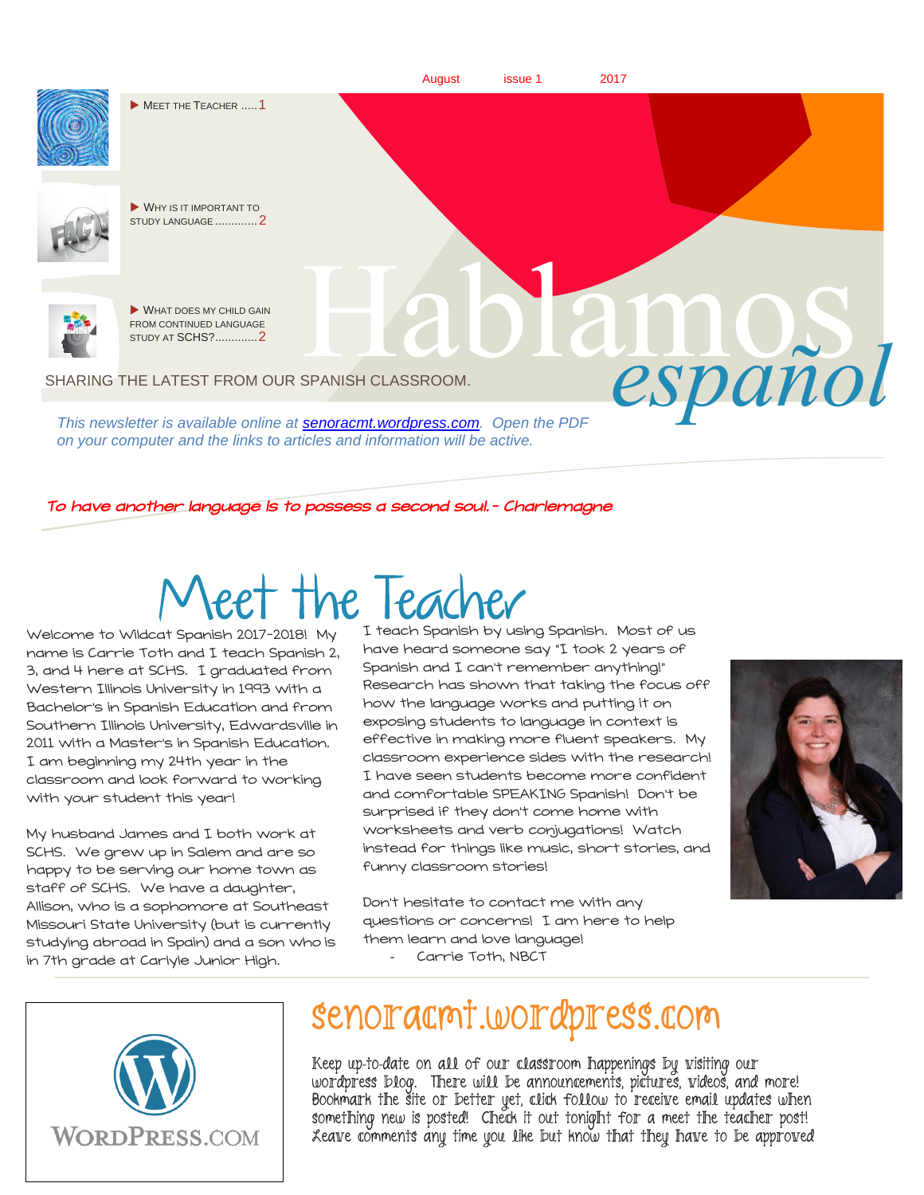August issue 1 2017

- Meet the Teacher .....1
- Why is it important to study language .............2
- What does my child gain from continued language study at SCHS?.............2

# Hablamos *español*

SHARING THE LATEST FROM OUR SPANISH CLASSROOM.

*This newsletter is available online at [senoracmt.wordpress.com](senoracmt.wordpress.com). Open the PDF on your computer and the links to articles and information will be active.*

*To have another language is to possess a second soul.- Charlemagne*

## Meet the Teacher

Welcome to Wildcat Spanish 2017-2018! My name is Carrie Toth and I teach Spanish 2, 3, and 4 here at SCHS. I graduated from Western Illinois University in 1993 with a Bachelor's in Spanish Education and from Southern Illinois University, Edwardsville in 2011 with a Master's in Spanish Education. I am beginning my 24th year in the classroom and look forward to working with your student this year!

My husband James and I both work at SCHS. We grew up in Salem and are so happy to be serving our home town as staff of SCHS. We have a daughter, Allison, who is a sophomore at Southeast Missouri State University (but is currently studying abroad in Spain) and a son who is in 7th grade at Carlyle Junior High.

I teach Spanish by using Spanish. Most of us have heard someone say "I took 2 years of Spanish and I can't remember anything!" Research has shown that taking the focus off how the language works and putting it on exposing students to language in context is effective in making more fluent speakers. My classroom experience sides with the research! I have seen students become more confident and comfortable SPEAKING Spanish! Don't be surprised if they don't come home with worksheets and verb conjugations! Watch instead for things like music, short stories, and funny classroom stories!

Don't hesitate to contact me with any questions or concerns! I am here to help them learn and love language!

- Carrie Toth, NBCT

## senoracmt.wordpress.com

Keep up-to-date on all of our classroom happenings by visiting our wordpress blog. There will be announcements, pictures, videos, and more! Bookmark the site or better yet, click follow to receive email updates when something new is posted! Check it out tonight for a meet the teacher post! Leave comments any time you like but know that they have to be approved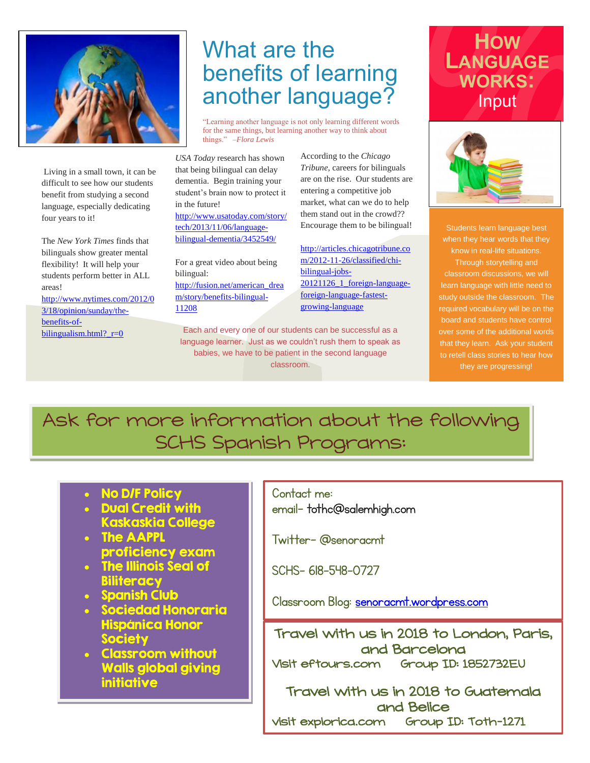# What are the benefits of learning another language?

"Learning another language is not only learning different words for the same things, but learning another way to think about things." –*Flora Lewis*

Living in a small town, it can be difficult to see how our students benefit from studying a second language, especially dedicating four years to it!

The *New York Times* finds that bilinguals show greater mental flexibility! It will help your students perform better in ALL areas!
http://www.nytimes.com/2012/03/18/opinion/sunday/the-benefits-of-bilingualism.html?_r=0

*USA Today* research has shown that being bilingual can delay dementia. Begin training your student's brain now to protect it in the future!
http://www.usatoday.com/story/tech/2013/11/06/language-bilingual-dementia/3452549/

For a great video about being bilingual:
http://fusion.net/american_dream/story/benefits-bilingual-11208

According to the *Chicago Tribune*, careers for bilinguals are on the rise. Our students are entering a competitive job market, what can we do to help them stand out in the crowd?? Encourage them to be bilingual!

http://articles.chicagotribune.com/2012-11-26/classified/chi-bilingual-jobs-20121126_1_foreign-language-foreign-language-fastest-growing-language

Each and every one of our students can be successful as a language learner. Just as we couldn't rush them to speak as babies, we have to be patient in the second language classroom.

## How Language Works: Input

Students learn language best when they hear words that they know in real-life situations. Through storytelling and classroom discussions, we will learn language with little need to study outside the classroom. The required vocabulary will be on the board and students have control over some of the additional words that they learn. Ask your student to retell class stories to hear how they are progressing!

## Ask for more information about the following SCHS Spanish Programs:

- **No D/F Policy**
- **Dual Credit with Kaskaskia College**
- **The AAPPL proficiency exam**
- **The Illinois Seal of Biliteracy**
- **Spanish Club**
- **Sociedad Honoraria Hispánica Honor Society**
- **Classroom without Walls global giving initiative**

Contact me:
email- tothc@salemhigh.com

Twitter- @senoracmt

SCHS- 618-548-0727

Classroom Blog: senoracmt.wordpress.com

**Travel with us in 2018 to London, Paris, and Barcelona**
Visit eftours.com Group ID: 1852732EU

**Travel with us in 2018 to Guatemala and Belice**
visit explorica.com Group ID: Toth-1271